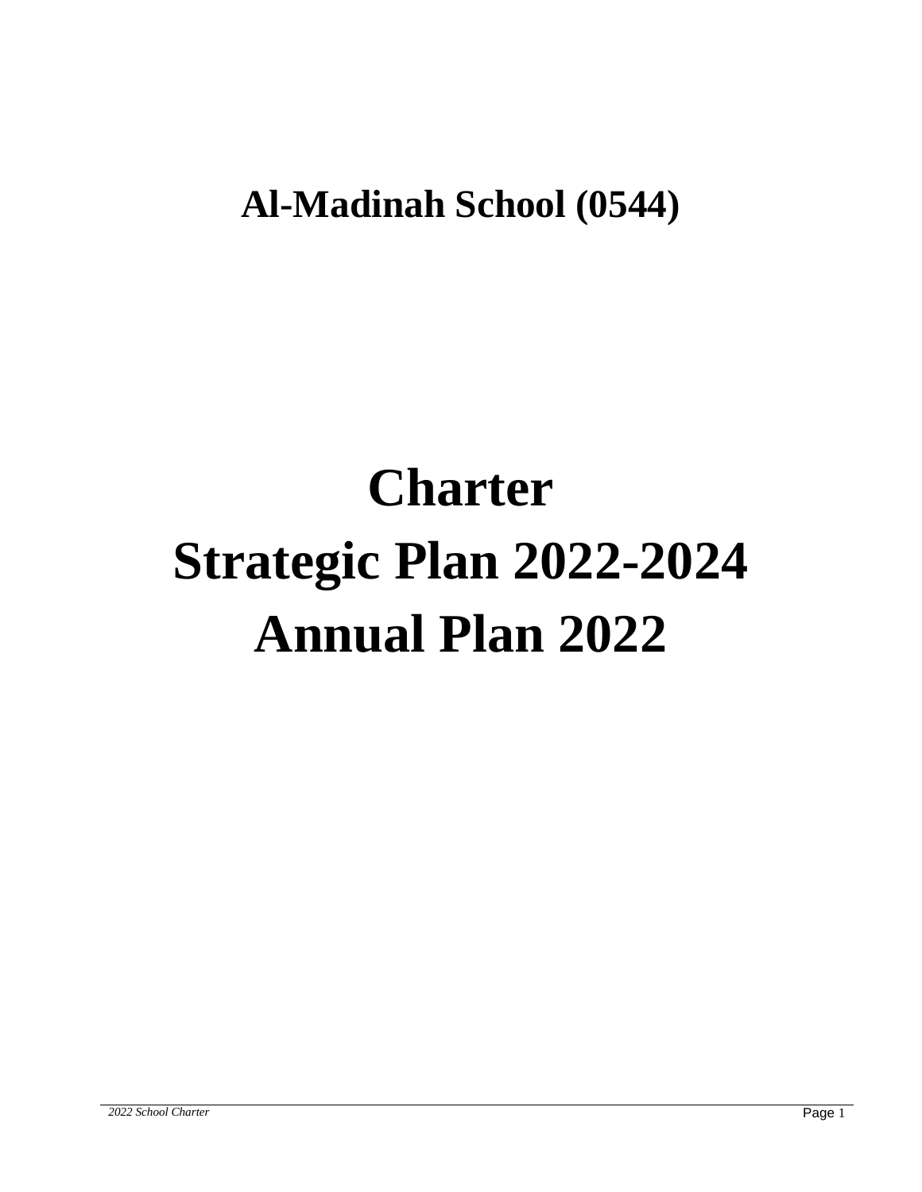# Al-Madinah School (0544)

# Charter
# Strategic Plan 2022-2024
# Annual Plan 2022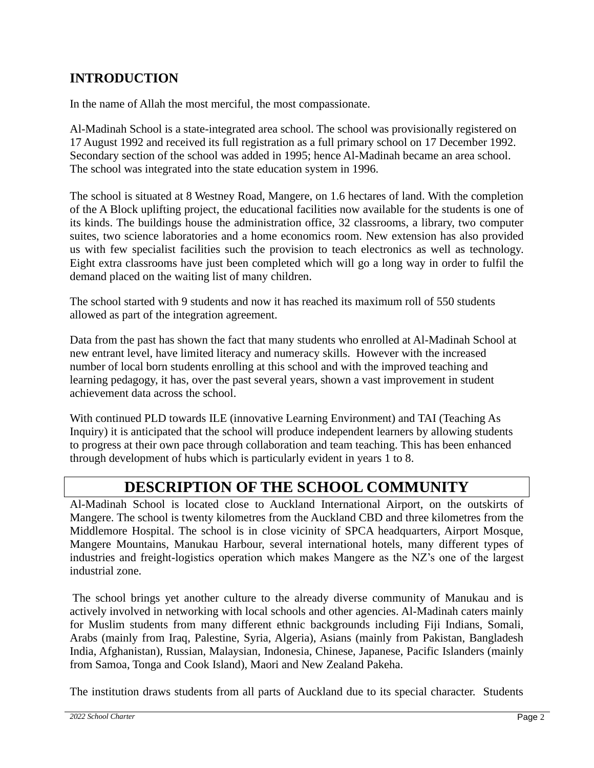## INTRODUCTION

In the name of Allah the most merciful, the most compassionate.

Al-Madinah School is a state-integrated area school. The school was provisionally registered on 17 August 1992 and received its full registration as a full primary school on 17 December 1992. Secondary section of the school was added in 1995; hence Al-Madinah became an area school. The school was integrated into the state education system in 1996.

The school is situated at 8 Westney Road, Mangere, on 1.6 hectares of land. With the completion of the A Block uplifting project, the educational facilities now available for the students is one of its kinds. The buildings house the administration office, 32 classrooms, a library, two computer suites, two science laboratories and a home economics room. New extension has also provided us with few specialist facilities such the provision to teach electronics as well as technology. Eight extra classrooms have just been completed which will go a long way in order to fulfil the demand placed on the waiting list of many children.

The school started with 9 students and now it has reached its maximum roll of 550 students allowed as part of the integration agreement.

Data from the past has shown the fact that many students who enrolled at Al-Madinah School at new entrant level, have limited literacy and numeracy skills. However with the increased number of local born students enrolling at this school and with the improved teaching and learning pedagogy, it has, over the past several years, shown a vast improvement in student achievement data across the school.

With continued PLD towards ILE (innovative Learning Environment) and TAI (Teaching As Inquiry) it is anticipated that the school will produce independent learners by allowing students to progress at their own pace through collaboration and team teaching. This has been enhanced through development of hubs which is particularly evident in years 1 to 8.

## DESCRIPTION OF THE SCHOOL COMMUNITY

Al-Madinah School is located close to Auckland International Airport, on the outskirts of Mangere. The school is twenty kilometres from the Auckland CBD and three kilometres from the Middlemore Hospital. The school is in close vicinity of SPCA headquarters, Airport Mosque, Mangere Mountains, Manukau Harbour, several international hotels, many different types of industries and freight-logistics operation which makes Mangere as the NZ's one of the largest industrial zone.

The school brings yet another culture to the already diverse community of Manukau and is actively involved in networking with local schools and other agencies. Al-Madinah caters mainly for Muslim students from many different ethnic backgrounds including Fiji Indians, Somali, Arabs (mainly from Iraq, Palestine, Syria, Algeria), Asians (mainly from Pakistan, Bangladesh India, Afghanistan), Russian, Malaysian, Indonesia, Chinese, Japanese, Pacific Islanders (mainly from Samoa, Tonga and Cook Island), Maori and New Zealand Pakeha.

The institution draws students from all parts of Auckland due to its special character. Students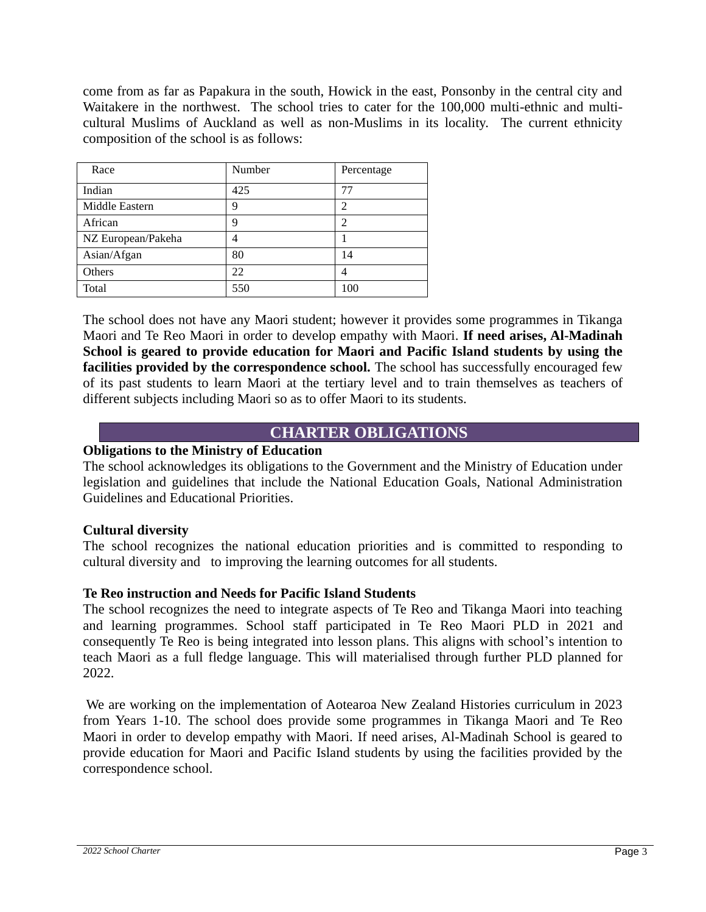come from as far as Papakura in the south, Howick in the east, Ponsonby in the central city and Waitakere in the northwest. The school tries to cater for the 100,000 multi-ethnic and multi-cultural Muslims of Auckland as well as non-Muslims in its locality. The current ethnicity composition of the school is as follows:

| Race | Number | Percentage |
|---|---|---|
| Indian | 425 | 77 |
| Middle Eastern | 9 | 2 |
| African | 9 | 2 |
| NZ European/Pakeha | 4 | 1 |
| Asian/Afgan | 80 | 14 |
| Others | 22 | 4 |
| Total | 550 | 100 |

The school does not have any Maori student; however it provides some programmes in Tikanga Maori and Te Reo Maori in order to develop empathy with Maori. **If need arises, Al-Madinah School is geared to provide education for Maori and Pacific Island students by using the facilities provided by the correspondence school.** The school has successfully encouraged few of its past students to learn Maori at the tertiary level and to train themselves as teachers of different subjects including Maori so as to offer Maori to its students.

## CHARTER OBLIGATIONS

**Obligations to the Ministry of Education**

The school acknowledges its obligations to the Government and the Ministry of Education under legislation and guidelines that include the National Education Goals, National Administration Guidelines and Educational Priorities.

**Cultural diversity**

The school recognizes the national education priorities and is committed to responding to cultural diversity and to improving the learning outcomes for all students.

**Te Reo instruction and Needs for Pacific Island Students**

The school recognizes the need to integrate aspects of Te Reo and Tikanga Maori into teaching and learning programmes. School staff participated in Te Reo Maori PLD in 2021 and consequently Te Reo is being integrated into lesson plans. This aligns with school's intention to teach Maori as a full fledge language. This will materialised through further PLD planned for 2022.

We are working on the implementation of Aotearoa New Zealand Histories curriculum in 2023 from Years 1-10. The school does provide some programmes in Tikanga Maori and Te Reo Maori in order to develop empathy with Maori. If need arises, Al-Madinah School is geared to provide education for Maori and Pacific Island students by using the facilities provided by the correspondence school.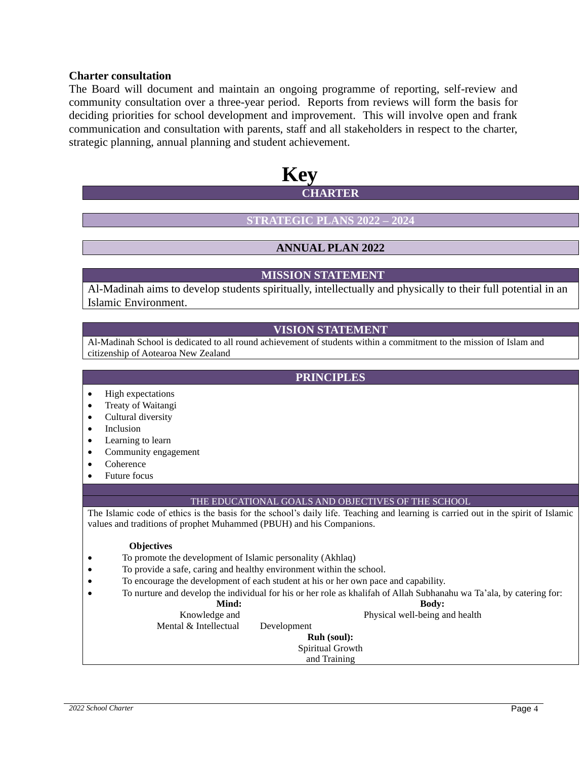**Charter consultation**

The Board will document and maintain an ongoing programme of reporting, self-review and community consultation over a three-year period. Reports from reviews will form the basis for deciding priorities for school development and improvement. This will involve open and frank communication and consultation with parents, staff and all stakeholders in respect to the charter, strategic planning, annual planning and student achievement.

# Key

**CHARTER**

**STRATEGIC PLANS 2022 – 2024**

**ANNUAL PLAN 2022**

## MISSION STATEMENT

Al-Madinah aims to develop students spiritually, intellectually and physically to their full potential in an Islamic Environment.

## VISION STATEMENT

Al-Madinah School is dedicated to all round achievement of students within a commitment to the mission of Islam and citizenship of Aotearoa New Zealand

## PRINCIPLES

- High expectations
- Treaty of Waitangi
- Cultural diversity
- Inclusion
- Learning to learn
- Community engagement
- Coherence
- Future focus

## THE EDUCATIONAL GOALS AND OBJECTIVES OF THE SCHOOL

The Islamic code of ethics is the basis for the school's daily life. Teaching and learning is carried out in the spirit of Islamic values and traditions of prophet Muhammed (PBUH) and his Companions.

**Objectives**

- To promote the development of Islamic personality (Akhlaq)
- To provide a safe, caring and healthy environment within the school.
- To encourage the development of each student at his or her own pace and capability.
- To nurture and develop the individual for his or her role as khalifah of Allah Subhanahu wa Ta'ala, by catering for:

**Mind:** Knowledge and Mental & Intellectual Development

**Body:** Physical well-being and health

**Ruh (soul):** Spiritual Growth and Training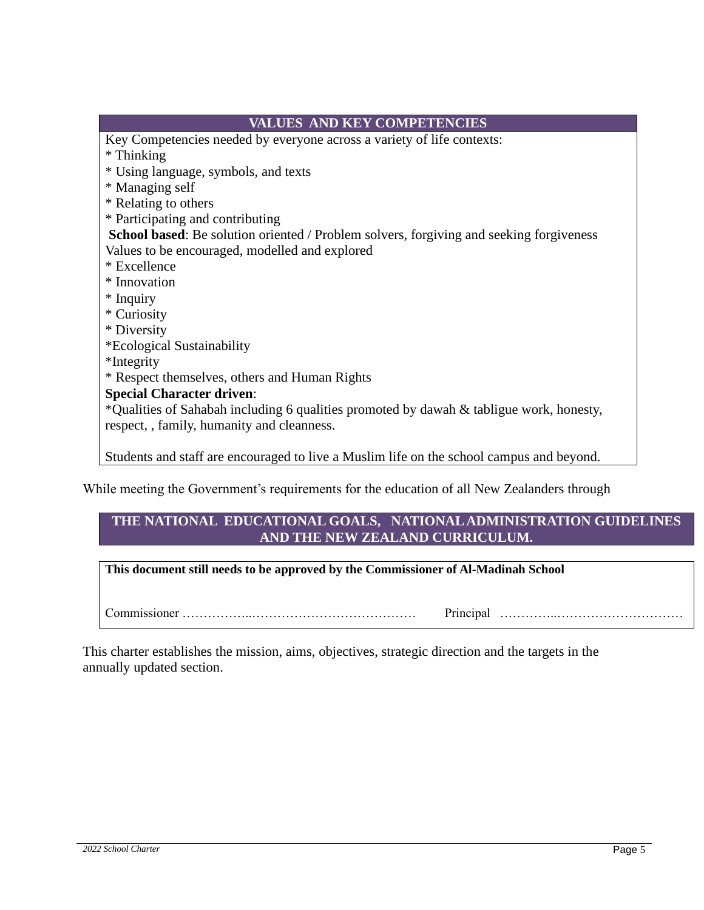## VALUES AND KEY COMPETENCIES

Key Competencies needed by everyone across a variety of life contexts:

* Thinking
* Using language, symbols, and texts
* Managing self
* Relating to others
* Participating and contributing

**School based**: Be solution oriented / Problem solvers, forgiving and seeking forgiveness

Values to be encouraged, modelled and explored

* Excellence
* Innovation
* Inquiry
* Curiosity
* Diversity
* Ecological Sustainability
* Integrity
* Respect themselves, others and Human Rights

**Special Character driven**:

*Qualities of Sahabah including 6 qualities promoted by dawah & tablique work, honesty, respect, , family, humanity and cleanness.

Students and staff are encouraged to live a Muslim life on the school campus and beyond.

While meeting the Government's requirements for the education of all New Zealanders through

## THE NATIONAL EDUCATIONAL GOALS, NATIONAL ADMINISTRATION GUIDELINES AND THE NEW ZEALAND CURRICULUM.

**This document still needs to be approved by the Commissioner of Al-Madinah School**

Commissioner ……………..………………………………… Principal …………..…………………………

This charter establishes the mission, aims, objectives, strategic direction and the targets in the annually updated section.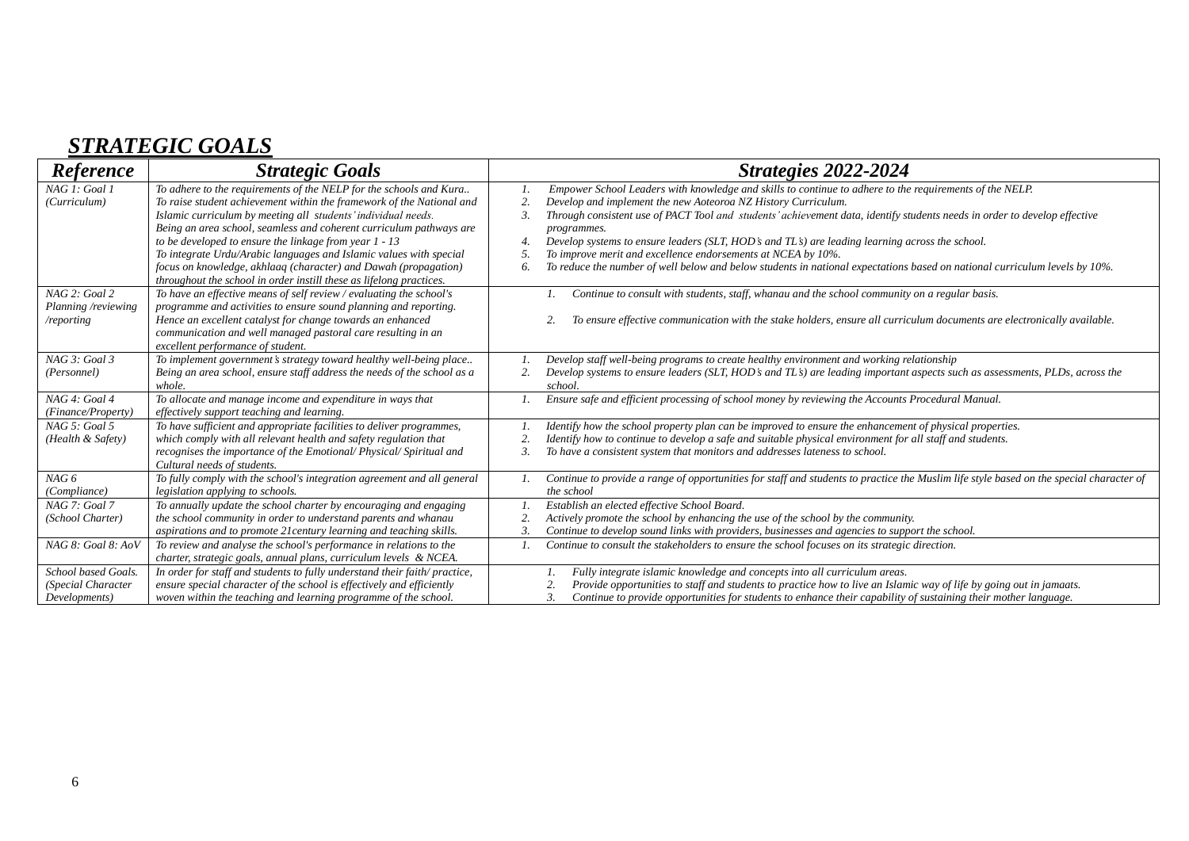## *STRATEGIC GOALS*

| *Reference* | *Strategic Goals* | *Strategies 2022-2024* |
|---|---|---|
| *NAG 1: Goal 1 (Curriculum)* | *To adhere to the requirements of the NELP for the schools and Kura.. To raise student achievement within the framework of the National and Islamic curriculum by meeting all students' individual needs. Being an area school, seamless and coherent curriculum pathways are to be developed to ensure the linkage from year 1 - 13 To integrate Urdu/Arabic languages and Islamic values with special focus on knowledge, akhlaaq (character) and Dawah (propagation) throughout the school in order instill these as lifelong practices.* | *1. Empower School Leaders with knowledge and skills to continue to adhere to the requirements of the NELP.*<br>*2. Develop and implement the new Aoteoroa NZ History Curriculum.*<br>*3. Through consistent use of PACT Tool and students' achievement data, identify students needs in order to develop effective programmes.*<br>*4. Develop systems to ensure leaders (SLT, HOD's and TL's) are leading learning across the school.*<br>*5. To improve merit and excellence endorsements at NCEA by 10%.*<br>*6. To reduce the number of well below and below students in national expectations based on national curriculum levels by 10%.* |
| *NAG 2: Goal 2 Planning /reviewing /reporting* | *To have an effective means of self review / evaluating the school's programme and activities to ensure sound planning and reporting. Hence an excellent catalyst for change towards an enhanced communication and well managed pastoral care resulting in an excellent performance of student.* | *1. Continue to consult with students, staff, whanau and the school community on a regular basis.*<br>*2. To ensure effective communication with the stake holders, ensure all curriculum documents are electronically available.* |
| *NAG 3: Goal 3 (Personnel)* | *To implement government's strategy toward healthy well-being place.. Being an area school, ensure staff address the needs of the school as a whole.* | *1. Develop staff well-being programs to create healthy environment and working relationship*<br>*2. Develop systems to ensure leaders (SLT, HOD's and TL's) are leading important aspects such as assessments, PLDs, across the school.* |
| *NAG 4: Goal 4 (Finance/Property)* | *To allocate and manage income and expenditure in ways that effectively support teaching and learning.* | *1. Ensure safe and efficient processing of school money by reviewing the Accounts Procedural Manual.* |
| *NAG 5: Goal 5 (Health & Safety)* | *To have sufficient and appropriate facilities to deliver programmes, which comply with all relevant health and safety regulation that recognises the importance of the Emotional/ Physical/ Spiritual and Cultural needs of students.* | *1. Identify how the school property plan can be improved to ensure the enhancement of physical properties.*<br>*2. Identify how to continue to develop a safe and suitable physical environment for all staff and students.*<br>*3. To have a consistent system that monitors and addresses lateness to school.* |
| *NAG 6 (Compliance)* | *To fully comply with the school's integration agreement and all general legislation applying to schools.* | *1. Continue to provide a range of opportunities for staff and students to practice the Muslim life style based on the special character of the school* |
| *NAG 7: Goal 7 (School Charter)* | *To annually update the school charter by encouraging and engaging the school community in order to understand parents and whanau aspirations and to promote 21century learning and teaching skills.* | *1. Establish an elected effective School Board.*<br>*2. Actively promote the school by enhancing the use of the school by the community.*<br>*3. Continue to develop sound links with providers, businesses and agencies to support the school.* |
| *NAG 8: Goal 8: AoV* | *To review and analyse the school's performance in relations to the charter, strategic goals, annual plans, curriculum levels & NCEA.* | *1. Continue to consult the stakeholders to ensure the school focuses on its strategic direction.* |
| *School based Goals. (Special Character Developments)* | *In order for staff and students to fully understand their faith/ practice, ensure special character of the school is effectively and efficiently woven within the teaching and learning programme of the school.* | *1. Fully integrate islamic knowledge and concepts into all curriculum areas.*<br>*2. Provide opportunities to staff and students to practice how to live an Islamic way of life by going out in jamaats.*<br>*3. Continue to provide opportunities for students to enhance their capability of sustaining their mother language.* |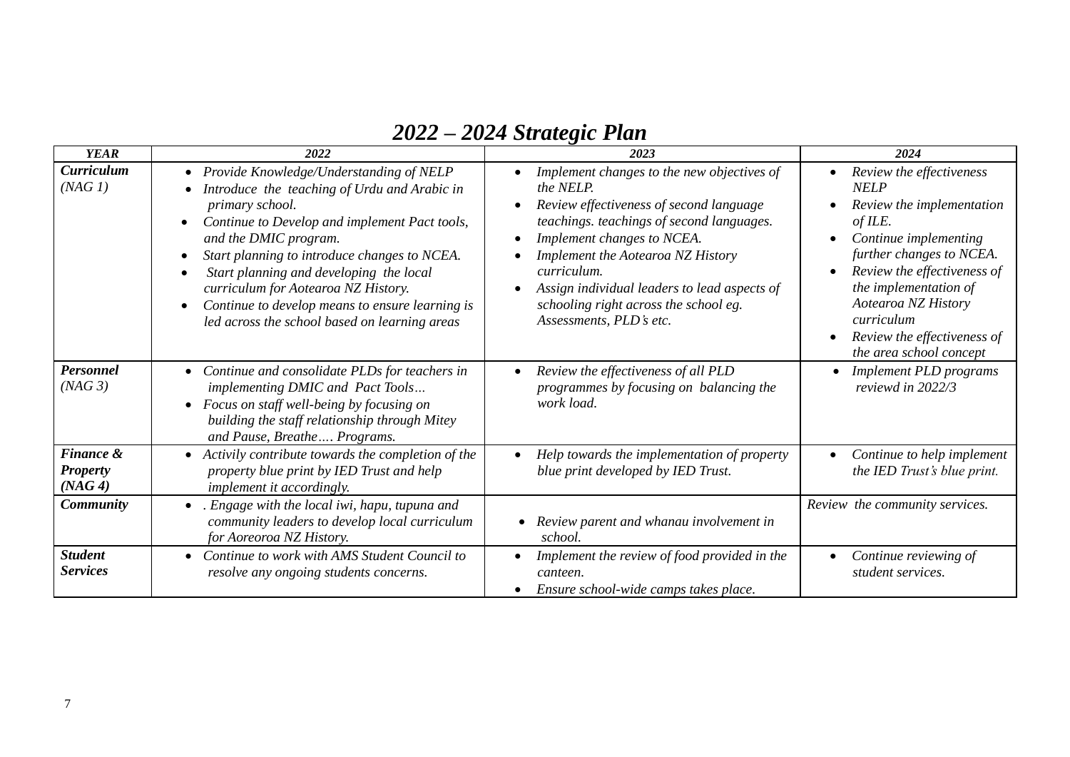# *2022 – 2024 Strategic Plan*

| *YEAR* | *2022* | *2023* | *2024* |
|---|---|---|---|
| ***Curriculum*** *(NAG 1)* | • *Provide Knowledge/Understanding of NELP* <br> • *Introduce the teaching of Urdu and Arabic in primary school.* <br> • *Continue to Develop and implement Pact tools, and the DMIC program.* <br> • *Start planning to introduce changes to NCEA.* <br> • *Start planning and developing the local curriculum for Aotearoa NZ History.* <br> • *Continue to develop means to ensure learning is led across the school based on learning areas* | • *Implement changes to the new objectives of the NELP.* <br> • *Review effectiveness of second language teachings. teachings of second languages.* <br> • *Implement changes to NCEA.* <br> • *Implement the Aotearoa NZ History curriculum.* <br> • *Assign individual leaders to lead aspects of schooling right across the school eg. Assessments, PLD's etc.* | • *Review the effectiveness NELP* <br> • *Review the implementation of ILE.* <br> • *Continue implementing further changes to NCEA.* <br> • *Review the effectiveness of the implementation of Aotearoa NZ History curriculum* <br> • *Review the effectiveness of the area school concept* |
| ***Personnel*** *(NAG 3)* | • *Continue and consolidate PLDs for teachers in implementing DMIC and Pact Tools…* <br> • *Focus on staff well-being by focusing on building the staff relationship through Mitey and Pause, Breathe…. Programs.* | • *Review the effectiveness of all PLD programmes by focusing on balancing the work load.* | • *Implement PLD programs reviewd in 2022/3* |
| ***Finance & Property (NAG 4)*** | • *Activily contribute towards the completion of the property blue print by IED Trust and help implement it accordingly.* | • *Help towards the implementation of property blue print developed by IED Trust.* | • *Continue to help implement the IED Trust's blue print.* |
| ***Community*** | • *. Engage with the local iwi, hapu, tupuna and community leaders to develop local curriculum for Aoreoroa NZ History.* | • *Review parent and whanau involvement in school.* | *Review the community services.* |
| ***Student Services*** | • *Continue to work with AMS Student Council to resolve any ongoing students concerns.* | • *Implement the review of food provided in the canteen.* <br> • *Ensure school-wide camps takes place.* | • *Continue reviewing of student services.* |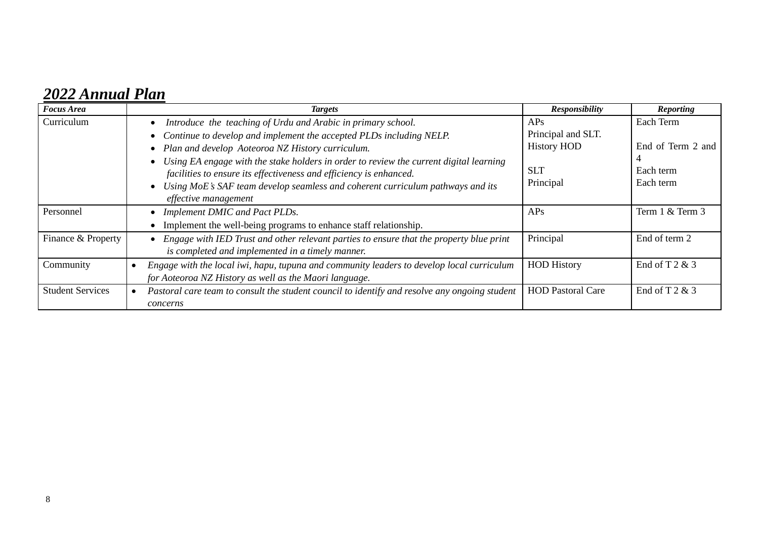## *2022 Annual Plan*

| ***Focus Area*** | ***Targets*** | ***Responsibility*** | ***Reporting*** |
|---|---|---|---|
| Curriculum | • *Introduce the teaching of Urdu and Arabic in primary school.*<br>• *Continue to develop and implement the accepted PLDs including NELP.*<br>• *Plan and develop Aoteoroa NZ History curriculum.*<br>• *Using EA engage with the stake holders in order to review the current digital learning facilities to ensure its effectiveness and efficiency is enhanced.*<br>• *Using MoE's SAF team develop seamless and coherent curriculum pathways and its effective management* | APs<br>Principal and SLT.<br>History HOD<br><br>SLT<br>Principal | Each Term<br><br>End of Term 2 and 4<br>Each term<br>Each term |
| Personnel | • *Implement DMIC and Pact PLDs.*<br>• Implement the well-being programs to enhance staff relationship. | APs | Term 1 & Term 3 |
| Finance & Property | • *Engage with IED Trust and other relevant parties to ensure that the property blue print is completed and implemented in a timely manner.* | Principal | End of term 2 |
| Community | • *Engage with the local iwi, hapu, tupuna and community leaders to develop local curriculum for Aoteoroa NZ History as well as the Maori language.* | HOD History | End of T 2 & 3 |
| Student Services | • *Pastoral care team to consult the student council to identify and resolve any ongoing student concerns* | HOD Pastoral Care | End of T 2 & 3 |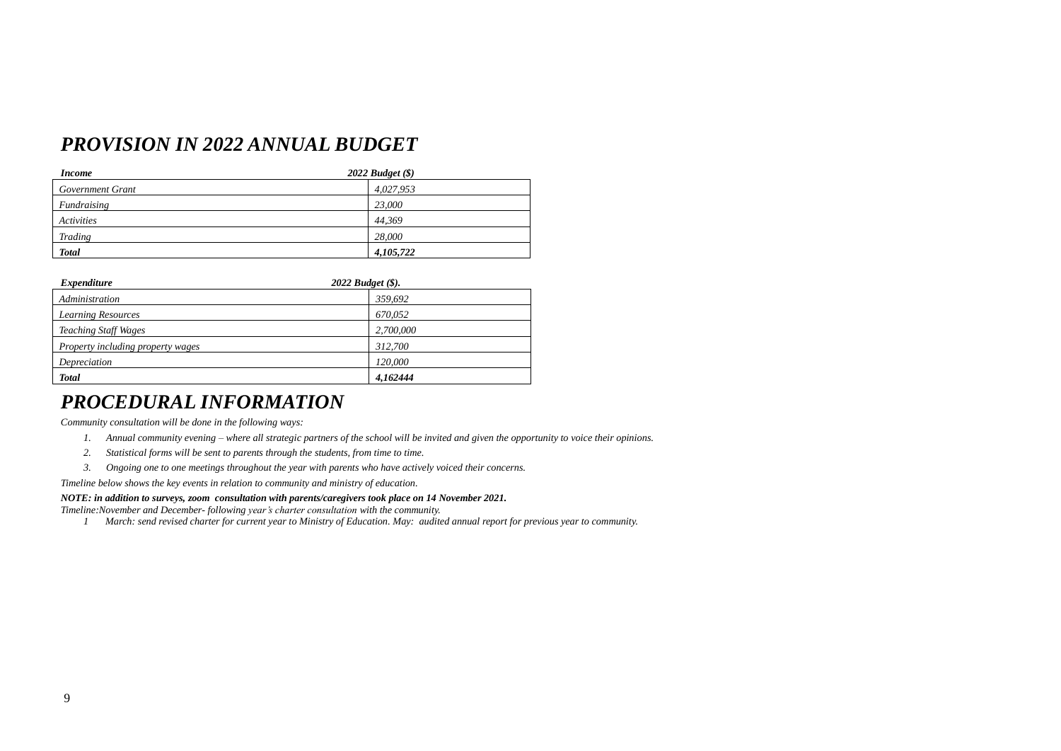# *PROVISION IN 2022 ANNUAL BUDGET*

| *Income* | *2022 Budget ($)* |
|---|---|
| *Government Grant* | *4,027,953* |
| *Fundraising* | *23,000* |
| *Activities* | *44,369* |
| *Trading* | *28,000* |
| ***Total*** | ***4,105,722*** |

| *Expenditure* | *2022 Budget ($).* |
|---|---|
| *Administration* | *359,692* |
| *Learning Resources* | *670,052* |
| *Teaching Staff Wages* | *2,700,000* |
| *Property including property wages* | *312,700* |
| *Depreciation* | *120,000* |
| ***Total*** | ***4,162444*** |

# *PROCEDURAL INFORMATION*

*Community consultation will be done in the following ways:*

1. *Annual community evening – where all strategic partners of the school will be invited and given the opportunity to voice their opinions.*
2. *Statistical forms will be sent to parents through the students, from time to time.*
3. *Ongoing one to one meetings throughout the year with parents who have actively voiced their concerns.*

*Timeline below shows the key events in relation to community and ministry of education.*

***NOTE: in addition to surveys, zoom consultation with parents/caregivers took place on 14 November 2021.***

*Timeline:November and December- following year's charter consultation with the community.*

1 *March: send revised charter for current year to Ministry of Education. May: audited annual report for previous year to community.*